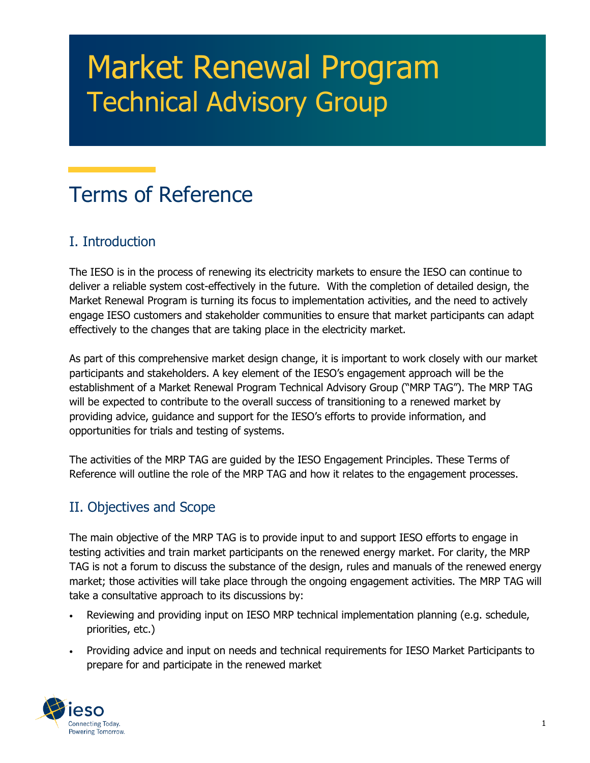# Market Renewal Program
## Technical Advisory Group

# Terms of Reference

## I. Introduction

The IESO is in the process of renewing its electricity markets to ensure the IESO can continue to deliver a reliable system cost-effectively in the future. With the completion of detailed design, the Market Renewal Program is turning its focus to implementation activities, and the need to actively engage IESO customers and stakeholder communities to ensure that market participants can adapt effectively to the changes that are taking place in the electricity market.

As part of this comprehensive market design change, it is important to work closely with our market participants and stakeholders. A key element of the IESO's engagement approach will be the establishment of a Market Renewal Program Technical Advisory Group ("MRP TAG"). The MRP TAG will be expected to contribute to the overall success of transitioning to a renewed market by providing advice, guidance and support for the IESO's efforts to provide information, and opportunities for trials and testing of systems.

The activities of the MRP TAG are guided by the IESO Engagement Principles. These Terms of Reference will outline the role of the MRP TAG and how it relates to the engagement processes.

## II. Objectives and Scope

The main objective of the MRP TAG is to provide input to and support IESO efforts to engage in testing activities and train market participants on the renewed energy market. For clarity, the MRP TAG is not a forum to discuss the substance of the design, rules and manuals of the renewed energy market; those activities will take place through the ongoing engagement activities. The MRP TAG will take a consultative approach to its discussions by:

- Reviewing and providing input on IESO MRP technical implementation planning (e.g. schedule, priorities, etc.)
- Providing advice and input on needs and technical requirements for IESO Market Participants to prepare for and participate in the renewed market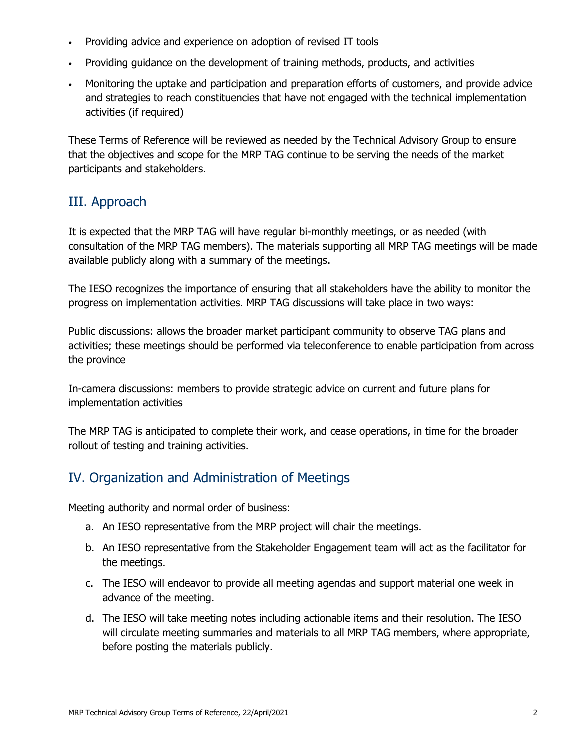- Providing advice and experience on adoption of revised IT tools
- Providing guidance on the development of training methods, products, and activities
- Monitoring the uptake and participation and preparation efforts of customers, and provide advice and strategies to reach constituencies that have not engaged with the technical implementation activities (if required)

These Terms of Reference will be reviewed as needed by the Technical Advisory Group to ensure that the objectives and scope for the MRP TAG continue to be serving the needs of the market participants and stakeholders.

## III. Approach

It is expected that the MRP TAG will have regular bi-monthly meetings, or as needed (with consultation of the MRP TAG members). The materials supporting all MRP TAG meetings will be made available publicly along with a summary of the meetings.

The IESO recognizes the importance of ensuring that all stakeholders have the ability to monitor the progress on implementation activities. MRP TAG discussions will take place in two ways:

Public discussions: allows the broader market participant community to observe TAG plans and activities; these meetings should be performed via teleconference to enable participation from across the province

In-camera discussions: members to provide strategic advice on current and future plans for implementation activities

The MRP TAG is anticipated to complete their work, and cease operations, in time for the broader rollout of testing and training activities.

## IV. Organization and Administration of Meetings

Meeting authority and normal order of business:

a. An IESO representative from the MRP project will chair the meetings.

b. An IESO representative from the Stakeholder Engagement team will act as the facilitator for the meetings.

c. The IESO will endeavor to provide all meeting agendas and support material one week in advance of the meeting.

d. The IESO will take meeting notes including actionable items and their resolution. The IESO will circulate meeting summaries and materials to all MRP TAG members, where appropriate, before posting the materials publicly.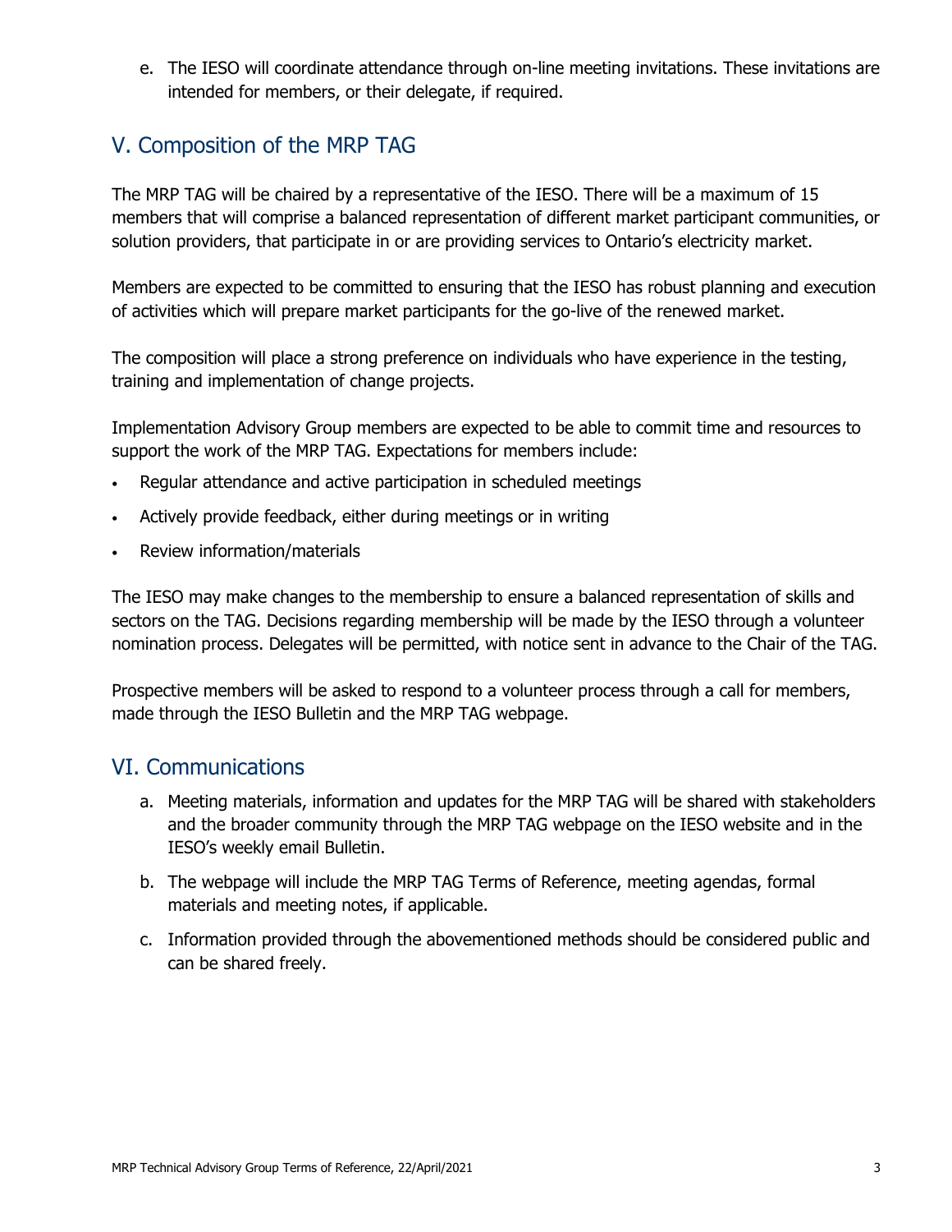e. The IESO will coordinate attendance through on-line meeting invitations. These invitations are intended for members, or their delegate, if required.

## V. Composition of the MRP TAG

The MRP TAG will be chaired by a representative of the IESO. There will be a maximum of 15 members that will comprise a balanced representation of different market participant communities, or solution providers, that participate in or are providing services to Ontario's electricity market.

Members are expected to be committed to ensuring that the IESO has robust planning and execution of activities which will prepare market participants for the go-live of the renewed market.

The composition will place a strong preference on individuals who have experience in the testing, training and implementation of change projects.

Implementation Advisory Group members are expected to be able to commit time and resources to support the work of the MRP TAG. Expectations for members include:

- Regular attendance and active participation in scheduled meetings
- Actively provide feedback, either during meetings or in writing
- Review information/materials

The IESO may make changes to the membership to ensure a balanced representation of skills and sectors on the TAG. Decisions regarding membership will be made by the IESO through a volunteer nomination process. Delegates will be permitted, with notice sent in advance to the Chair of the TAG.

Prospective members will be asked to respond to a volunteer process through a call for members, made through the IESO Bulletin and the MRP TAG webpage.

## VI. Communications

a. Meeting materials, information and updates for the MRP TAG will be shared with stakeholders and the broader community through the MRP TAG webpage on the IESO website and in the IESO's weekly email Bulletin.

b. The webpage will include the MRP TAG Terms of Reference, meeting agendas, formal materials and meeting notes, if applicable.

c. Information provided through the abovementioned methods should be considered public and can be shared freely.